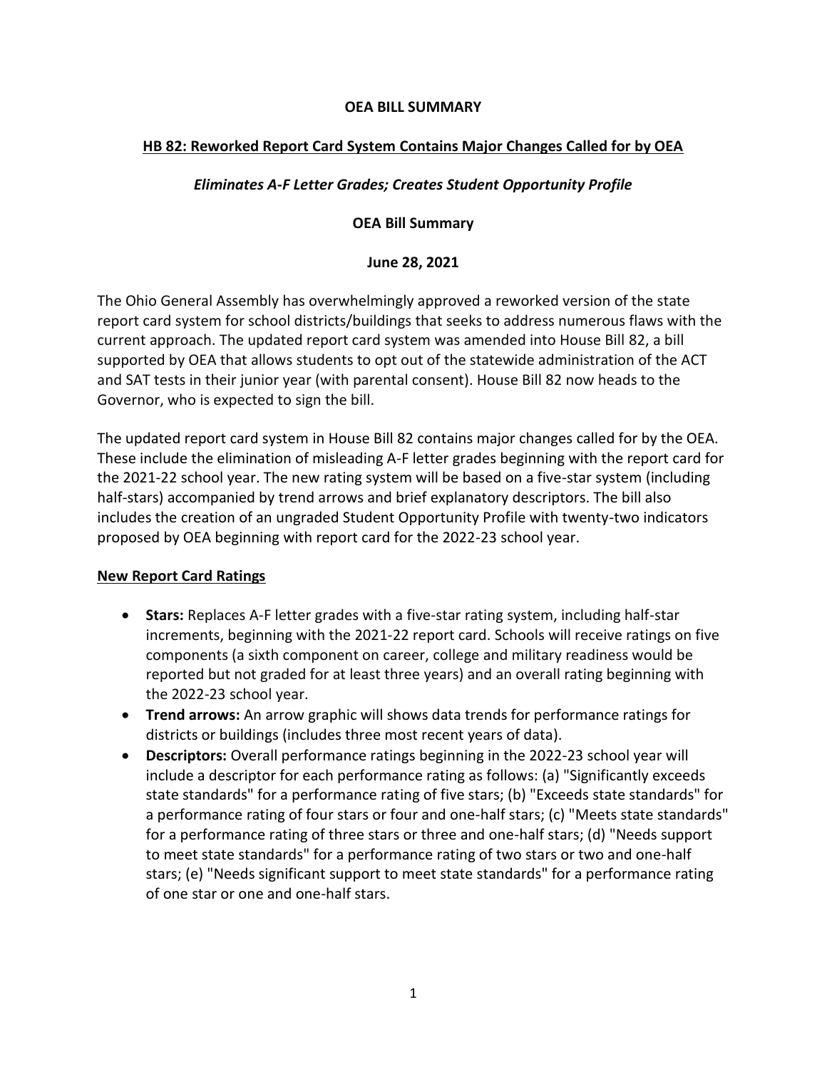**OEA BILL SUMMARY**

# HB 82: Reworked Report Card System Contains Major Changes Called for by OEA

***Eliminates A-F Letter Grades; Creates Student Opportunity Profile***

**OEA Bill Summary**

**June 28, 2021**

The Ohio General Assembly has overwhelmingly approved a reworked version of the state report card system for school districts/buildings that seeks to address numerous flaws with the current approach. The updated report card system was amended into House Bill 82, a bill supported by OEA that allows students to opt out of the statewide administration of the ACT and SAT tests in their junior year (with parental consent). House Bill 82 now heads to the Governor, who is expected to sign the bill.

The updated report card system in House Bill 82 contains major changes called for by the OEA. These include the elimination of misleading A-F letter grades beginning with the report card for the 2021-22 school year. The new rating system will be based on a five-star system (including half-stars) accompanied by trend arrows and brief explanatory descriptors. The bill also includes the creation of an ungraded Student Opportunity Profile with twenty-two indicators proposed by OEA beginning with report card for the 2022-23 school year.

## New Report Card Ratings

- **Stars:** Replaces A-F letter grades with a five-star rating system, including half-star increments, beginning with the 2021-22 report card. Schools will receive ratings on five components (a sixth component on career, college and military readiness would be reported but not graded for at least three years) and an overall rating beginning with the 2022-23 school year.
- **Trend arrows:** An arrow graphic will shows data trends for performance ratings for districts or buildings (includes three most recent years of data).
- **Descriptors:** Overall performance ratings beginning in the 2022-23 school year will include a descriptor for each performance rating as follows: (a) "Significantly exceeds state standards" for a performance rating of five stars; (b) "Exceeds state standards" for a performance rating of four stars or four and one-half stars; (c) "Meets state standards" for a performance rating of three stars or three and one-half stars; (d) "Needs support to meet state standards" for a performance rating of two stars or two and one-half stars; (e) "Needs significant support to meet state standards" for a performance rating of one star or one and one-half stars.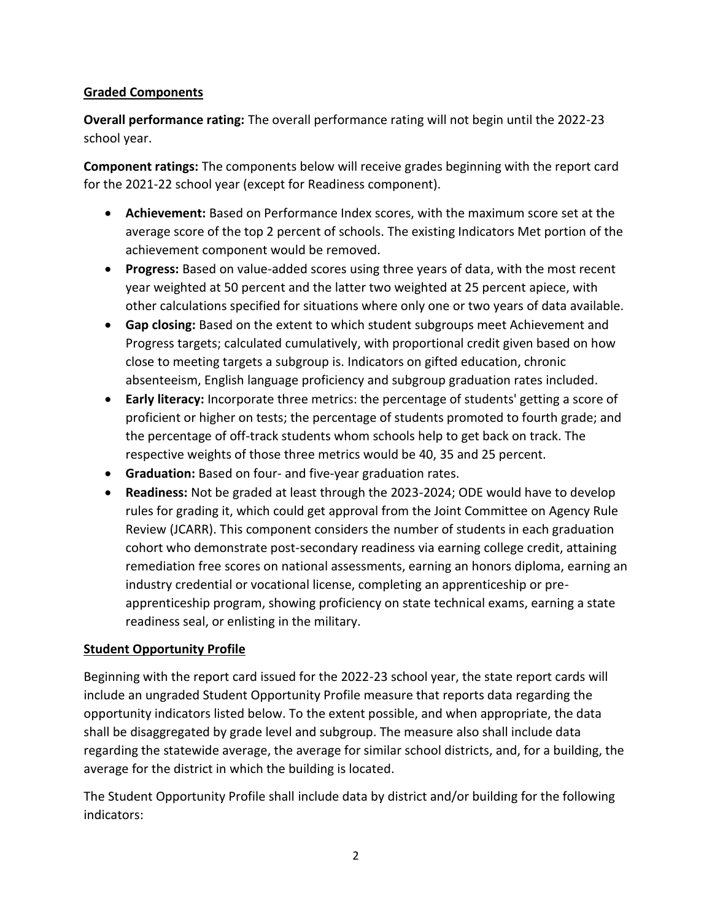## Graded Components

**Overall performance rating:** The overall performance rating will not begin until the 2022-23 school year.

**Component ratings:** The components below will receive grades beginning with the report card for the 2021-22 school year (except for Readiness component).

- **Achievement:** Based on Performance Index scores, with the maximum score set at the average score of the top 2 percent of schools. The existing Indicators Met portion of the achievement component would be removed.
- **Progress:** Based on value-added scores using three years of data, with the most recent year weighted at 50 percent and the latter two weighted at 25 percent apiece, with other calculations specified for situations where only one or two years of data available.
- **Gap closing:** Based on the extent to which student subgroups meet Achievement and Progress targets; calculated cumulatively, with proportional credit given based on how close to meeting targets a subgroup is. Indicators on gifted education, chronic absenteeism, English language proficiency and subgroup graduation rates included.
- **Early literacy:** Incorporate three metrics: the percentage of students' getting a score of proficient or higher on tests; the percentage of students promoted to fourth grade; and the percentage of off-track students whom schools help to get back on track. The respective weights of those three metrics would be 40, 35 and 25 percent.
- **Graduation:** Based on four- and five-year graduation rates.
- **Readiness:** Not be graded at least through the 2023-2024; ODE would have to develop rules for grading it, which could get approval from the Joint Committee on Agency Rule Review (JCARR). This component considers the number of students in each graduation cohort who demonstrate post-secondary readiness via earning college credit, attaining remediation free scores on national assessments, earning an honors diploma, earning an industry credential or vocational license, completing an apprenticeship or pre-apprenticeship program, showing proficiency on state technical exams, earning a state readiness seal, or enlisting in the military.

## Student Opportunity Profile

Beginning with the report card issued for the 2022-23 school year, the state report cards will include an ungraded Student Opportunity Profile measure that reports data regarding the opportunity indicators listed below. To the extent possible, and when appropriate, the data shall be disaggregated by grade level and subgroup. The measure also shall include data regarding the statewide average, the average for similar school districts, and, for a building, the average for the district in which the building is located.

The Student Opportunity Profile shall include data by district and/or building for the following indicators: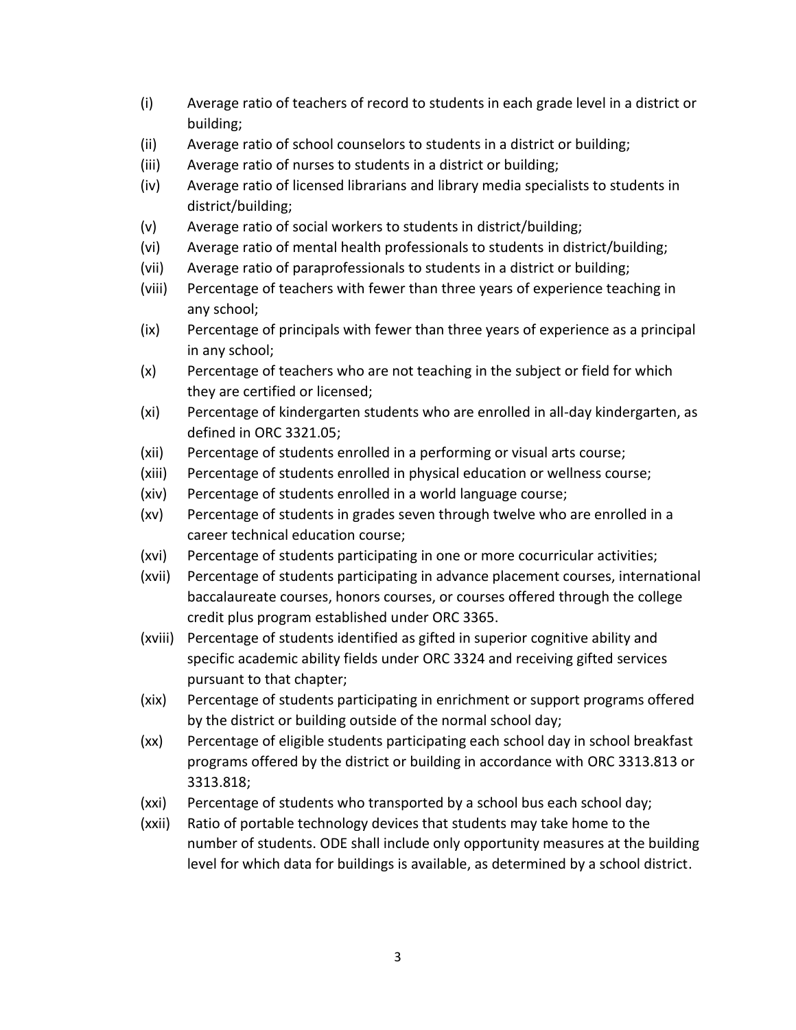(i) Average ratio of teachers of record to students in each grade level in a district or building;

(ii) Average ratio of school counselors to students in a district or building;

(iii) Average ratio of nurses to students in a district or building;

(iv) Average ratio of licensed librarians and library media specialists to students in district/building;

(v) Average ratio of social workers to students in district/building;

(vi) Average ratio of mental health professionals to students in district/building;

(vii) Average ratio of paraprofessionals to students in a district or building;

(viii) Percentage of teachers with fewer than three years of experience teaching in any school;

(ix) Percentage of principals with fewer than three years of experience as a principal in any school;

(x) Percentage of teachers who are not teaching in the subject or field for which they are certified or licensed;

(xi) Percentage of kindergarten students who are enrolled in all-day kindergarten, as defined in ORC 3321.05;

(xii) Percentage of students enrolled in a performing or visual arts course;

(xiii) Percentage of students enrolled in physical education or wellness course;

(xiv) Percentage of students enrolled in a world language course;

(xv) Percentage of students in grades seven through twelve who are enrolled in a career technical education course;

(xvi) Percentage of students participating in one or more cocurricular activities;

(xvii) Percentage of students participating in advance placement courses, international baccalaureate courses, honors courses, or courses offered through the college credit plus program established under ORC 3365.

(xviii) Percentage of students identified as gifted in superior cognitive ability and specific academic ability fields under ORC 3324 and receiving gifted services pursuant to that chapter;

(xix) Percentage of students participating in enrichment or support programs offered by the district or building outside of the normal school day;

(xx) Percentage of eligible students participating each school day in school breakfast programs offered by the district or building in accordance with ORC 3313.813 or 3313.818;

(xxi) Percentage of students who transported by a school bus each school day;

(xxii) Ratio of portable technology devices that students may take home to the number of students. ODE shall include only opportunity measures at the building level for which data for buildings is available, as determined by a school district.